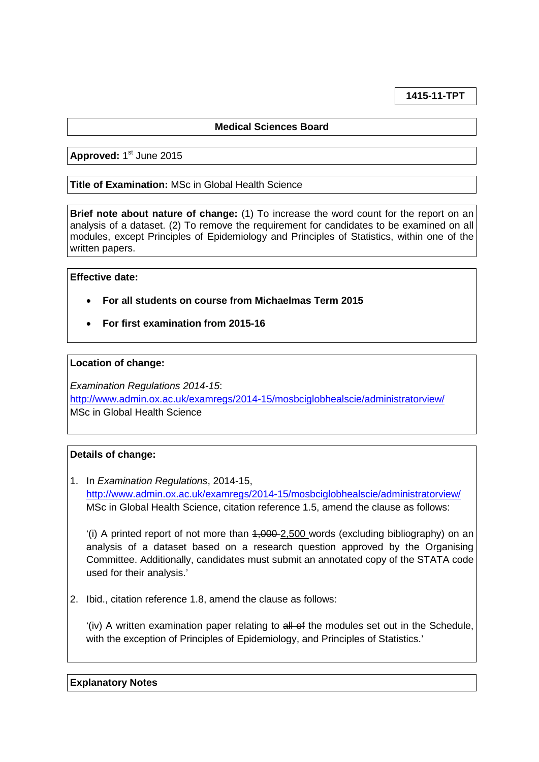**1415-11-TPT**

**Medical Sciences Board**

**Approved:** 1st June 2015

**Title of Examination:** MSc in Global Health Science

**Brief note about nature of change:** (1) To increase the word count for the report on an analysis of a dataset. (2) To remove the requirement for candidates to be examined on all modules, except Principles of Epidemiology and Principles of Statistics, within one of the written papers.

**Effective date:**

- **For all students on course from Michaelmas Term 2015**
- **For first examination from 2015-16**

**Location of change:**

*Examination Regulations 2014-15*:
http://www.admin.ox.ac.uk/examregs/2014-15/mosbciglobhealscie/administratorview/
MSc in Global Health Science

**Details of change:**

1. In *Examination Regulations*, 2014-15, http://www.admin.ox.ac.uk/examregs/2014-15/mosbciglobhealscie/administratorview/ MSc in Global Health Science, citation reference 1.5, amend the clause as follows:

   '(i) A printed report of not more than ~~1,000~~ 2,500 words (excluding bibliography) on an analysis of a dataset based on a research question approved by the Organising Committee. Additionally, candidates must submit an annotated copy of the STATA code used for their analysis.'

2. Ibid., citation reference 1.8, amend the clause as follows:

   '(iv) A written examination paper relating to ~~all of~~ the modules set out in the Schedule, with the exception of Principles of Epidemiology, and Principles of Statistics.'

**Explanatory Notes**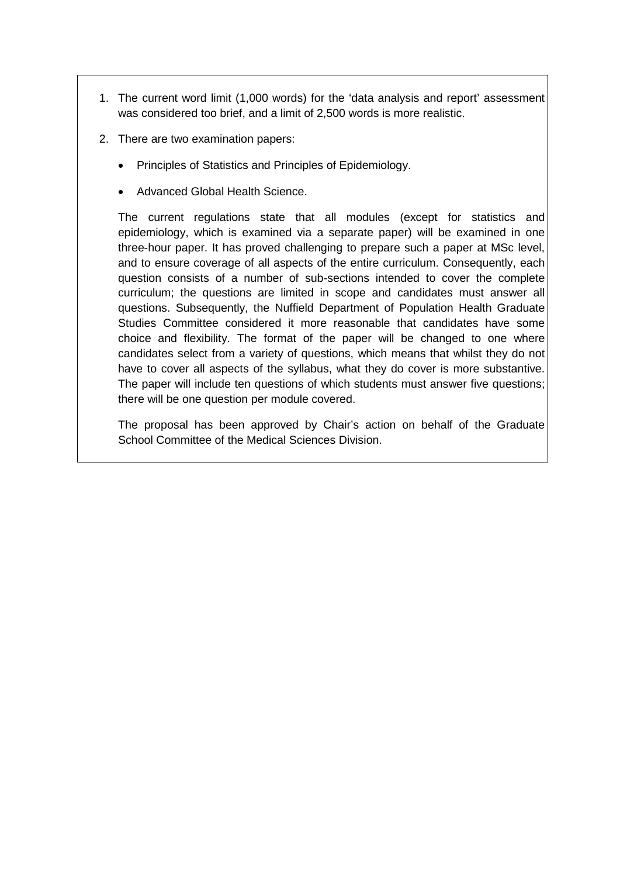1. The current word limit (1,000 words) for the 'data analysis and report' assessment was considered too brief, and a limit of 2,500 words is more realistic.

2. There are two examination papers:

   - Principles of Statistics and Principles of Epidemiology.

   - Advanced Global Health Science.

   The current regulations state that all modules (except for statistics and epidemiology, which is examined via a separate paper) will be examined in one three-hour paper. It has proved challenging to prepare such a paper at MSc level, and to ensure coverage of all aspects of the entire curriculum. Consequently, each question consists of a number of sub-sections intended to cover the complete curriculum; the questions are limited in scope and candidates must answer all questions. Subsequently, the Nuffield Department of Population Health Graduate Studies Committee considered it more reasonable that candidates have some choice and flexibility. The format of the paper will be changed to one where candidates select from a variety of questions, which means that whilst they do not have to cover all aspects of the syllabus, what they do cover is more substantive. The paper will include ten questions of which students must answer five questions; there will be one question per module covered.

   The proposal has been approved by Chair's action on behalf of the Graduate School Committee of the Medical Sciences Division.